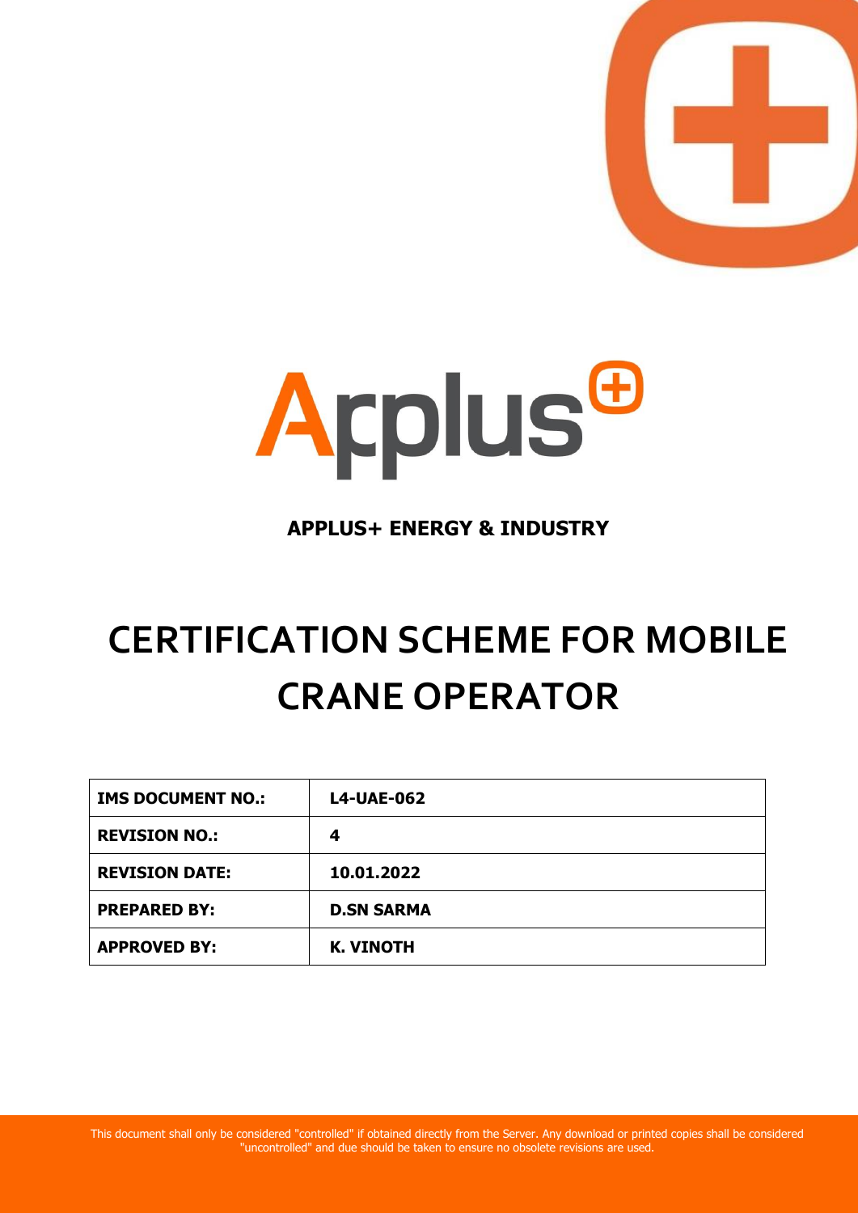**APPLUS+ ENERGY & INDUSTRY**

# CERTIFICATION SCHEME FOR MOBILE CRANE OPERATOR

| IMS DOCUMENT NO.: | L4-UAE-062 |
|---|---|
| REVISION NO.: | 4 |
| REVISION DATE: | 10.01.2022 |
| PREPARED BY: | D.SN SARMA |
| APPROVED BY: | K. VINOTH |

This document shall only be considered "controlled" if obtained directly from the Server. Any download or printed copies shall be considered "uncontrolled" and due should be taken to ensure no obsolete revisions are used.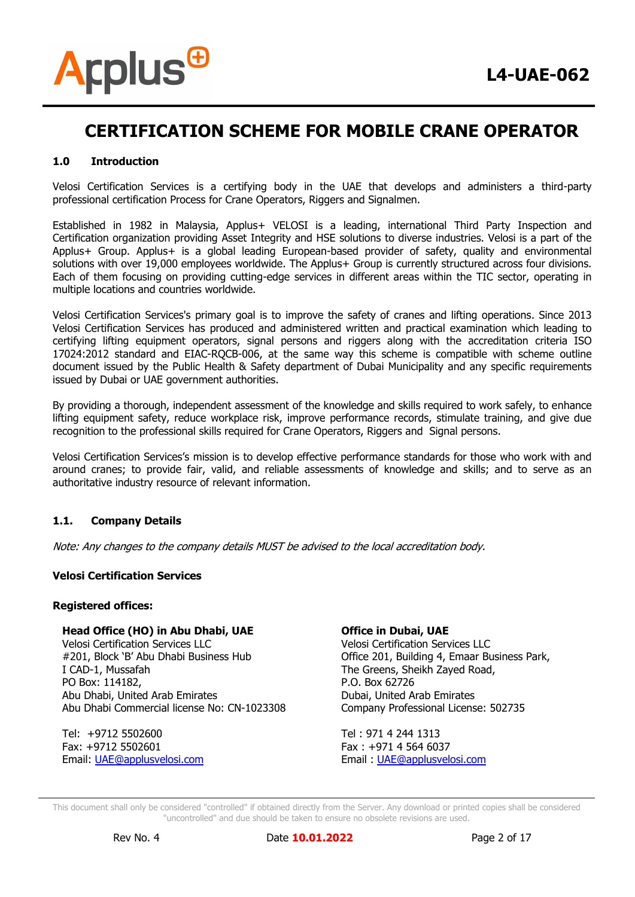# CERTIFICATION SCHEME FOR MOBILE CRANE OPERATOR

## 1.0 Introduction

Velosi Certification Services is a certifying body in the UAE that develops and administers a third-party professional certification Process for Crane Operators, Riggers and Signalmen.

Established in 1982 in Malaysia, Applus+ VELOSI is a leading, international Third Party Inspection and Certification organization providing Asset Integrity and HSE solutions to diverse industries. Velosi is a part of the Applus+ Group. Applus+ is a global leading European-based provider of safety, quality and environmental solutions with over 19,000 employees worldwide. The Applus+ Group is currently structured across four divisions. Each of them focusing on providing cutting-edge services in different areas within the TIC sector, operating in multiple locations and countries worldwide.

Velosi Certification Services's primary goal is to improve the safety of cranes and lifting operations. Since 2013 Velosi Certification Services has produced and administered written and practical examination which leading to certifying lifting equipment operators, signal persons and riggers along with the accreditation criteria ISO 17024:2012 standard and EIAC-RQCB-006, at the same way this scheme is compatible with scheme outline document issued by the Public Health & Safety department of Dubai Municipality and any specific requirements issued by Dubai or UAE government authorities.

By providing a thorough, independent assessment of the knowledge and skills required to work safely, to enhance lifting equipment safety, reduce workplace risk, improve performance records, stimulate training, and give due recognition to the professional skills required for Crane Operators, Riggers and Signal persons.

Velosi Certification Services's mission is to develop effective performance standards for those who work with and around cranes; to provide fair, valid, and reliable assessments of knowledge and skills; and to serve as an authoritative industry resource of relevant information.

### 1.1. Company Details

*Note: Any changes to the company details MUST be advised to the local accreditation body.*

**Velosi Certification Services**

**Registered offices:**

**Head Office (HO) in Abu Dhabi, UAE**
Velosi Certification Services LLC
#201, Block 'B' Abu Dhabi Business Hub
I CAD-1, Mussafah
PO Box: 114182,
Abu Dhabi, United Arab Emirates
Abu Dhabi Commercial license No: CN-1023308

Tel: +9712 5502600
Fax: +9712 5502601
Email: UAE@applusvelosi.com

**Office in Dubai, UAE**
Velosi Certification Services LLC
Office 201, Building 4, Emaar Business Park,
The Greens, Sheikh Zayed Road,
P.O. Box 62726
Dubai, United Arab Emirates
Company Professional License: 502735

Tel : 971 4 244 1313
Fax : +971 4 564 6037
Email : UAE@applusvelosi.com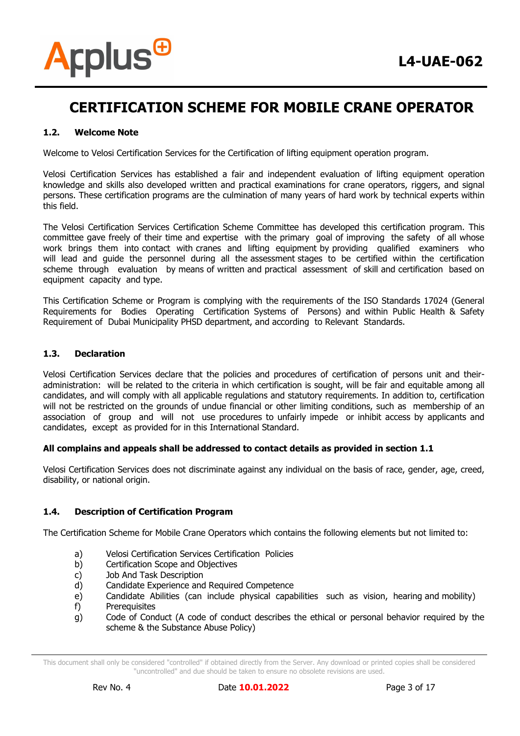# CERTIFICATION SCHEME FOR MOBILE CRANE OPERATOR

### 1.2. Welcome Note

Welcome to Velosi Certification Services for the Certification of lifting equipment operation program.

Velosi Certification Services has established a fair and independent evaluation of lifting equipment operation knowledge and skills also developed written and practical examinations for crane operators, riggers, and signal persons. These certification programs are the culmination of many years of hard work by technical experts within this field.

The Velosi Certification Services Certification Scheme Committee has developed this certification program. This committee gave freely of their time and expertise with the primary goal of improving the safety of all whose work brings them into contact with cranes and lifting equipment by providing qualified examiners who will lead and guide the personnel during all the assessment stages to be certified within the certification scheme through evaluation by means of written and practical assessment of skill and certification based on equipment capacity and type.

This Certification Scheme or Program is complying with the requirements of the ISO Standards 17024 (General Requirements for Bodies Operating Certification Systems of Persons) and within Public Health & Safety Requirement of Dubai Municipality PHSD department, and according to Relevant Standards.

### 1.3. Declaration

Velosi Certification Services declare that the policies and procedures of certification of persons unit and their-administration: will be related to the criteria in which certification is sought, will be fair and equitable among all candidates, and will comply with all applicable regulations and statutory requirements. In addition to, certification will not be restricted on the grounds of undue financial or other limiting conditions, such as membership of an association of group and will not use procedures to unfairly impede or inhibit access by applicants and candidates, except as provided for in this International Standard.

**All complains and appeals shall be addressed to contact details as provided in section 1.1**

Velosi Certification Services does not discriminate against any individual on the basis of race, gender, age, creed, disability, or national origin.

### 1.4. Description of Certification Program

The Certification Scheme for Mobile Crane Operators which contains the following elements but not limited to:

a) Velosi Certification Services Certification Policies
b) Certification Scope and Objectives
c) Job And Task Description
d) Candidate Experience and Required Competence
e) Candidate Abilities (can include physical capabilities such as vision, hearing and mobility)
f) Prerequisites
g) Code of Conduct (A code of conduct describes the ethical or personal behavior required by the scheme & the Substance Abuse Policy)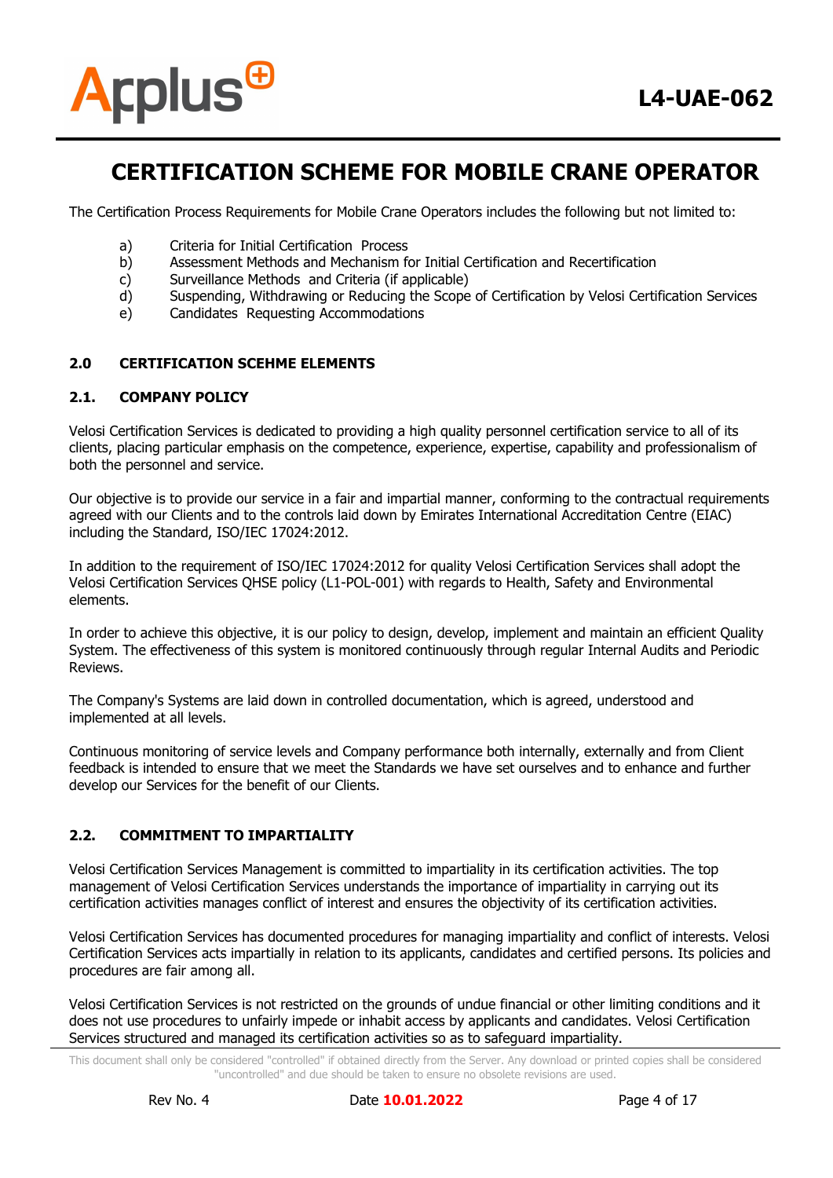# CERTIFICATION SCHEME FOR MOBILE CRANE OPERATOR

The Certification Process Requirements for Mobile Crane Operators includes the following but not limited to:

a) Criteria for Initial Certification Process
b) Assessment Methods and Mechanism for Initial Certification and Recertification
c) Surveillance Methods and Criteria (if applicable)
d) Suspending, Withdrawing or Reducing the Scope of Certification by Velosi Certification Services
e) Candidates Requesting Accommodations

## 2.0 CERTIFICATION SCEHME ELEMENTS

### 2.1. COMPANY POLICY

Velosi Certification Services is dedicated to providing a high quality personnel certification service to all of its clients, placing particular emphasis on the competence, experience, expertise, capability and professionalism of both the personnel and service.

Our objective is to provide our service in a fair and impartial manner, conforming to the contractual requirements agreed with our Clients and to the controls laid down by Emirates International Accreditation Centre (EIAC) including the Standard, ISO/IEC 17024:2012.

In addition to the requirement of ISO/IEC 17024:2012 for quality Velosi Certification Services shall adopt the Velosi Certification Services QHSE policy (L1-POL-001) with regards to Health, Safety and Environmental elements.

In order to achieve this objective, it is our policy to design, develop, implement and maintain an efficient Quality System. The effectiveness of this system is monitored continuously through regular Internal Audits and Periodic Reviews.

The Company's Systems are laid down in controlled documentation, which is agreed, understood and implemented at all levels.

Continuous monitoring of service levels and Company performance both internally, externally and from Client feedback is intended to ensure that we meet the Standards we have set ourselves and to enhance and further develop our Services for the benefit of our Clients.

### 2.2. COMMITMENT TO IMPARTIALITY

Velosi Certification Services Management is committed to impartiality in its certification activities. The top management of Velosi Certification Services understands the importance of impartiality in carrying out its certification activities manages conflict of interest and ensures the objectivity of its certification activities.

Velosi Certification Services has documented procedures for managing impartiality and conflict of interests. Velosi Certification Services acts impartially in relation to its applicants, candidates and certified persons. Its policies and procedures are fair among all.

Velosi Certification Services is not restricted on the grounds of undue financial or other limiting conditions and it does not use procedures to unfairly impede or inhabit access by applicants and candidates. Velosi Certification Services structured and managed its certification activities so as to safeguard impartiality.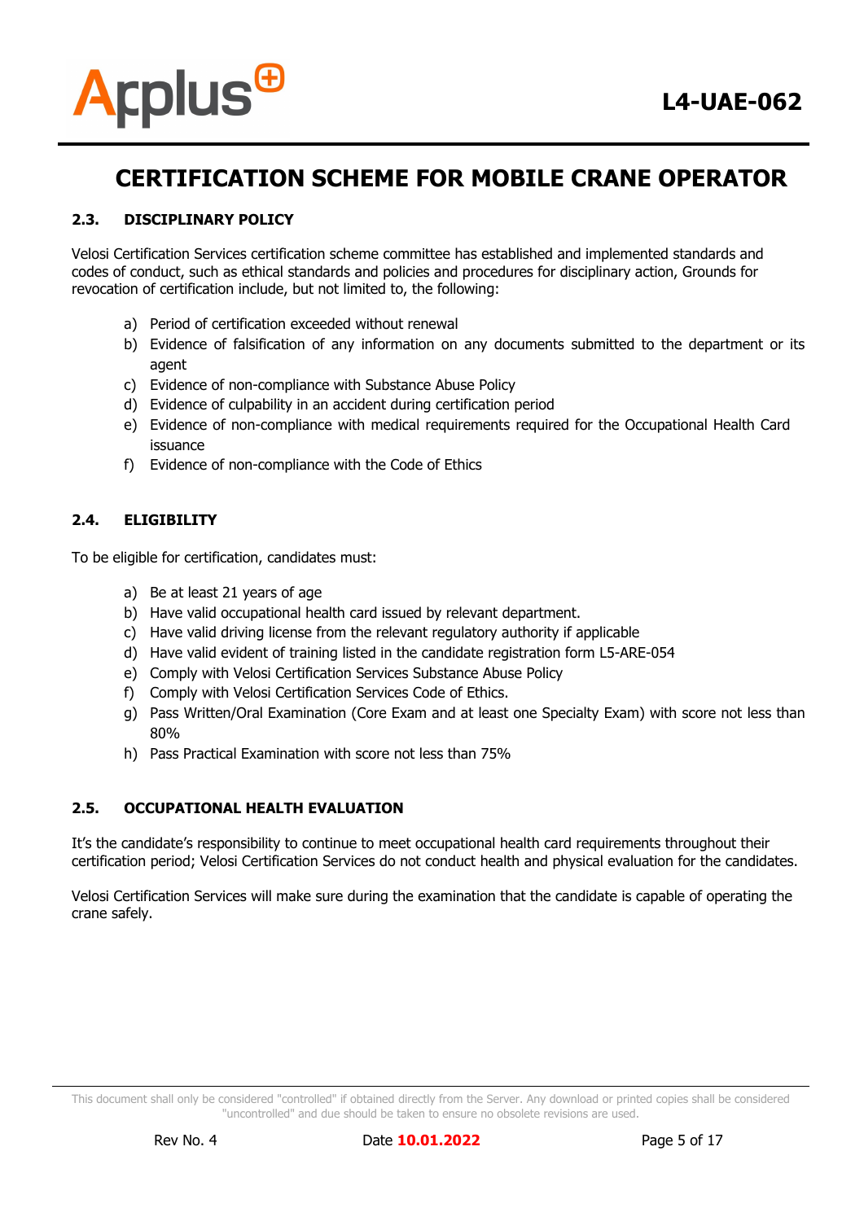## 2.3. DISCIPLINARY POLICY

Velosi Certification Services certification scheme committee has established and implemented standards and codes of conduct, such as ethical standards and policies and procedures for disciplinary action, Grounds for revocation of certification include, but not limited to, the following:

a) Period of certification exceeded without renewal
b) Evidence of falsification of any information on any documents submitted to the department or its agent
c) Evidence of non-compliance with Substance Abuse Policy
d) Evidence of culpability in an accident during certification period
e) Evidence of non-compliance with medical requirements required for the Occupational Health Card issuance
f) Evidence of non-compliance with the Code of Ethics

## 2.4. ELIGIBILITY

To be eligible for certification, candidates must:

a) Be at least 21 years of age
b) Have valid occupational health card issued by relevant department.
c) Have valid driving license from the relevant regulatory authority if applicable
d) Have valid evident of training listed in the candidate registration form L5-ARE-054
e) Comply with Velosi Certification Services Substance Abuse Policy
f) Comply with Velosi Certification Services Code of Ethics.
g) Pass Written/Oral Examination (Core Exam and at least one Specialty Exam) with score not less than 80%
h) Pass Practical Examination with score not less than 75%

## 2.5. OCCUPATIONAL HEALTH EVALUATION

It's the candidate's responsibility to continue to meet occupational health card requirements throughout their certification period; Velosi Certification Services do not conduct health and physical evaluation for the candidates.

Velosi Certification Services will make sure during the examination that the candidate is capable of operating the crane safely.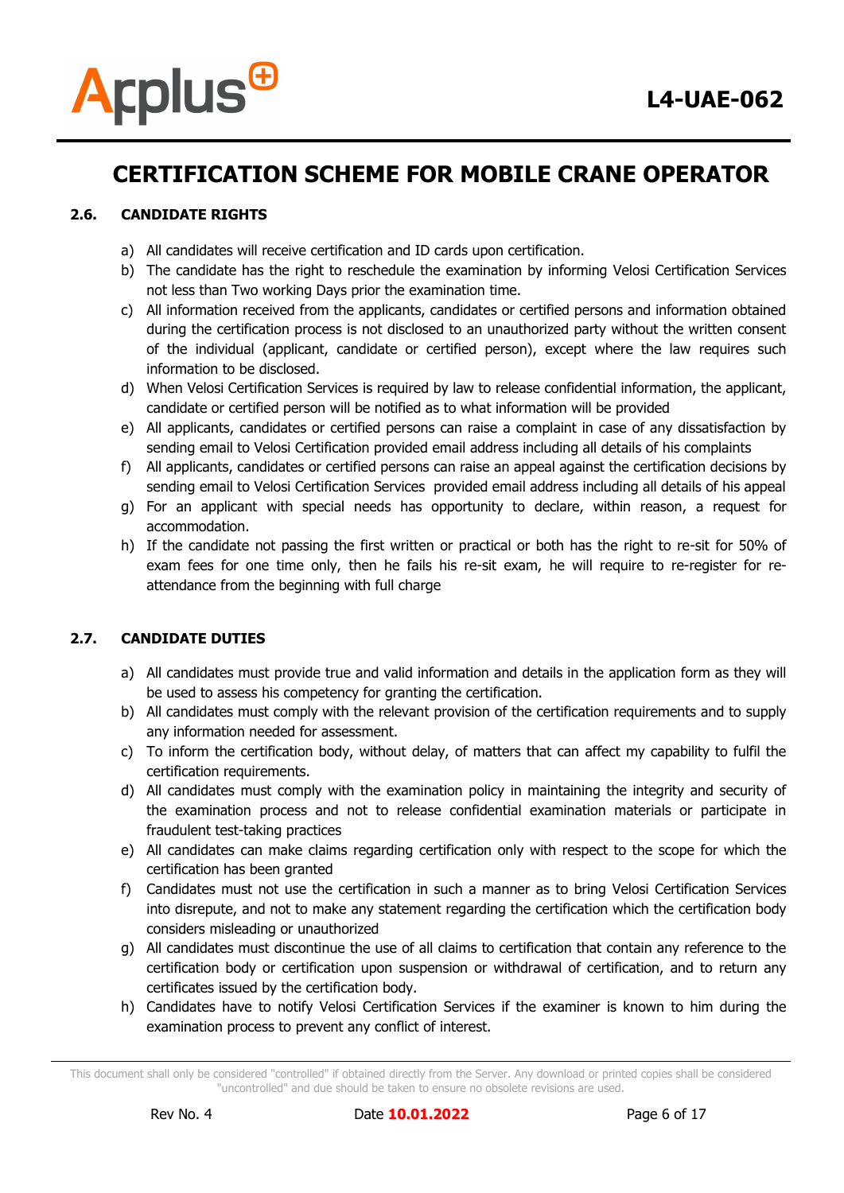# CERTIFICATION SCHEME FOR MOBILE CRANE OPERATOR

### 2.6. CANDIDATE RIGHTS

a) All candidates will receive certification and ID cards upon certification.
b) The candidate has the right to reschedule the examination by informing Velosi Certification Services not less than Two working Days prior the examination time.
c) All information received from the applicants, candidates or certified persons and information obtained during the certification process is not disclosed to an unauthorized party without the written consent of the individual (applicant, candidate or certified person), except where the law requires such information to be disclosed.
d) When Velosi Certification Services is required by law to release confidential information, the applicant, candidate or certified person will be notified as to what information will be provided
e) All applicants, candidates or certified persons can raise a complaint in case of any dissatisfaction by sending email to Velosi Certification provided email address including all details of his complaints
f) All applicants, candidates or certified persons can raise an appeal against the certification decisions by sending email to Velosi Certification Services provided email address including all details of his appeal
g) For an applicant with special needs has opportunity to declare, within reason, a request for accommodation.
h) If the candidate not passing the first written or practical or both has the right to re-sit for 50% of exam fees for one time only, then he fails his re-sit exam, he will require to re-register for re-attendance from the beginning with full charge

### 2.7. CANDIDATE DUTIES

a) All candidates must provide true and valid information and details in the application form as they will be used to assess his competency for granting the certification.
b) All candidates must comply with the relevant provision of the certification requirements and to supply any information needed for assessment.
c) To inform the certification body, without delay, of matters that can affect my capability to fulfil the certification requirements.
d) All candidates must comply with the examination policy in maintaining the integrity and security of the examination process and not to release confidential examination materials or participate in fraudulent test-taking practices
e) All candidates can make claims regarding certification only with respect to the scope for which the certification has been granted
f) Candidates must not use the certification in such a manner as to bring Velosi Certification Services into disrepute, and not to make any statement regarding the certification which the certification body considers misleading or unauthorized
g) All candidates must discontinue the use of all claims to certification that contain any reference to the certification body or certification upon suspension or withdrawal of certification, and to return any certificates issued by the certification body.
h) Candidates have to notify Velosi Certification Services if the examiner is known to him during the examination process to prevent any conflict of interest.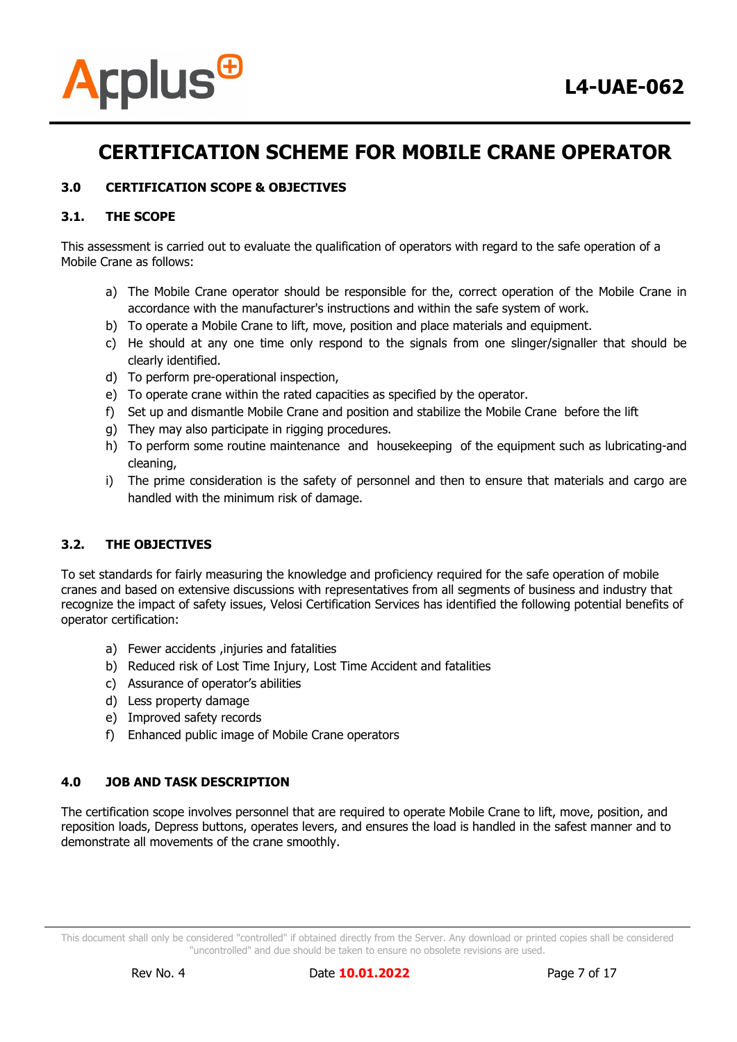# CERTIFICATION SCHEME FOR MOBILE CRANE OPERATOR

## 3.0 CERTIFICATION SCOPE & OBJECTIVES

### 3.1. THE SCOPE

This assessment is carried out to evaluate the qualification of operators with regard to the safe operation of a Mobile Crane as follows:

a) The Mobile Crane operator should be responsible for the, correct operation of the Mobile Crane in accordance with the manufacturer's instructions and within the safe system of work.
b) To operate a Mobile Crane to lift, move, position and place materials and equipment.
c) He should at any one time only respond to the signals from one slinger/signaller that should be clearly identified.
d) To perform pre-operational inspection,
e) To operate crane within the rated capacities as specified by the operator.
f) Set up and dismantle Mobile Crane and position and stabilize the Mobile Crane before the lift
g) They may also participate in rigging procedures.
h) To perform some routine maintenance and housekeeping of the equipment such as lubricating-and cleaning,
i) The prime consideration is the safety of personnel and then to ensure that materials and cargo are handled with the minimum risk of damage.

### 3.2. THE OBJECTIVES

To set standards for fairly measuring the knowledge and proficiency required for the safe operation of mobile cranes and based on extensive discussions with representatives from all segments of business and industry that recognize the impact of safety issues, Velosi Certification Services has identified the following potential benefits of operator certification:

a) Fewer accidents ,injuries and fatalities
b) Reduced risk of Lost Time Injury, Lost Time Accident and fatalities
c) Assurance of operator's abilities
d) Less property damage
e) Improved safety records
f) Enhanced public image of Mobile Crane operators

## 4.0 JOB AND TASK DESCRIPTION

The certification scope involves personnel that are required to operate Mobile Crane to lift, move, position, and reposition loads, Depress buttons, operates levers, and ensures the load is handled in the safest manner and to demonstrate all movements of the crane smoothly.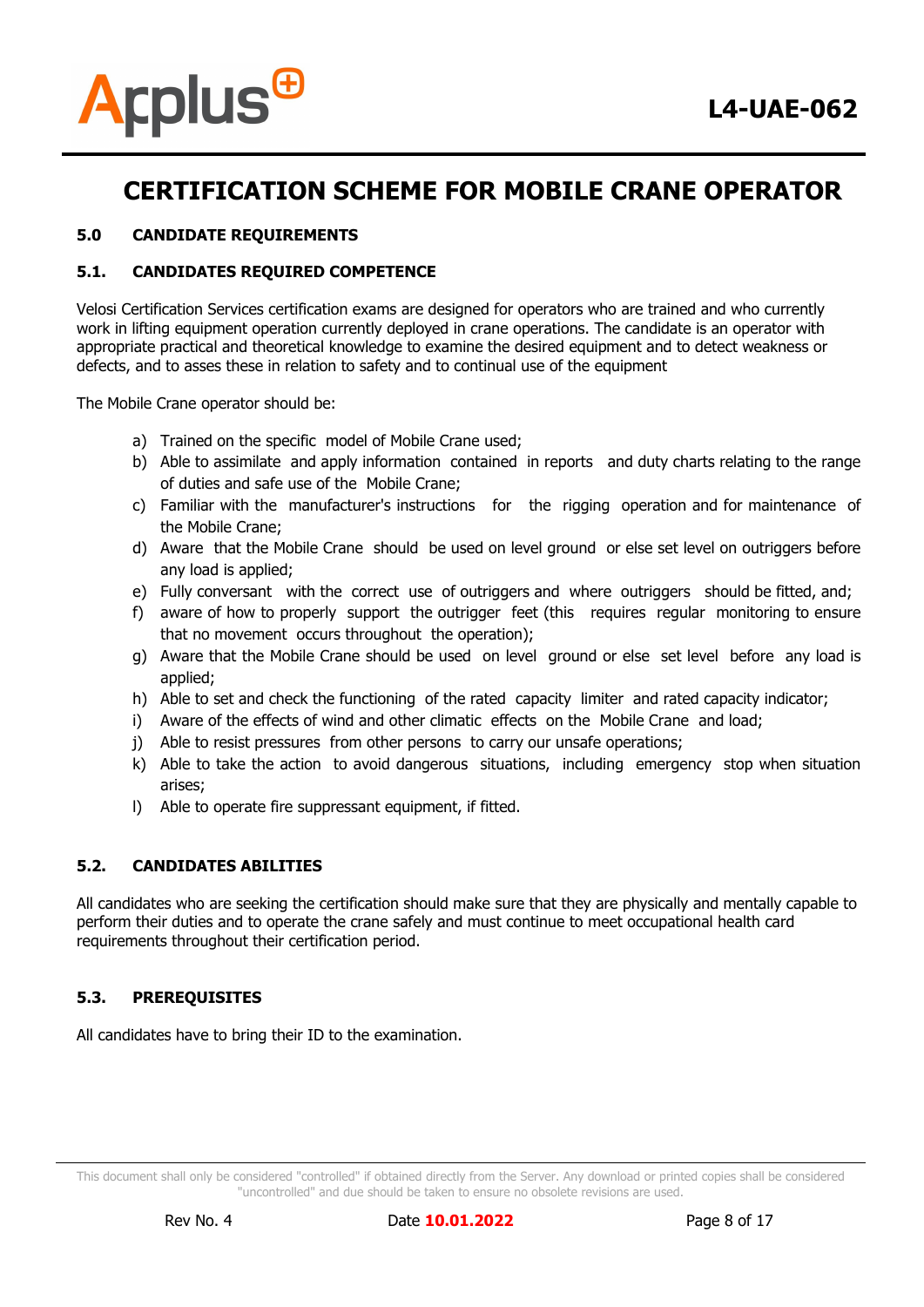# CERTIFICATION SCHEME FOR MOBILE CRANE OPERATOR

## 5.0 CANDIDATE REQUIREMENTS

### 5.1. CANDIDATES REQUIRED COMPETENCE

Velosi Certification Services certification exams are designed for operators who are trained and who currently work in lifting equipment operation currently deployed in crane operations. The candidate is an operator with appropriate practical and theoretical knowledge to examine the desired equipment and to detect weakness or defects, and to asses these in relation to safety and to continual use of the equipment

The Mobile Crane operator should be:

a) Trained on the specific model of Mobile Crane used;
b) Able to assimilate and apply information contained in reports and duty charts relating to the range of duties and safe use of the Mobile Crane;
c) Familiar with the manufacturer's instructions for the rigging operation and for maintenance of the Mobile Crane;
d) Aware that the Mobile Crane should be used on level ground or else set level on outriggers before any load is applied;
e) Fully conversant with the correct use of outriggers and where outriggers should be fitted, and;
f) aware of how to properly support the outrigger feet (this requires regular monitoring to ensure that no movement occurs throughout the operation);
g) Aware that the Mobile Crane should be used on level ground or else set level before any load is applied;
h) Able to set and check the functioning of the rated capacity limiter and rated capacity indicator;
i) Aware of the effects of wind and other climatic effects on the Mobile Crane and load;
j) Able to resist pressures from other persons to carry our unsafe operations;
k) Able to take the action to avoid dangerous situations, including emergency stop when situation arises;
l) Able to operate fire suppressant equipment, if fitted.

### 5.2. CANDIDATES ABILITIES

All candidates who are seeking the certification should make sure that they are physically and mentally capable to perform their duties and to operate the crane safely and must continue to meet occupational health card requirements throughout their certification period.

### 5.3. PREREQUISITES

All candidates have to bring their ID to the examination.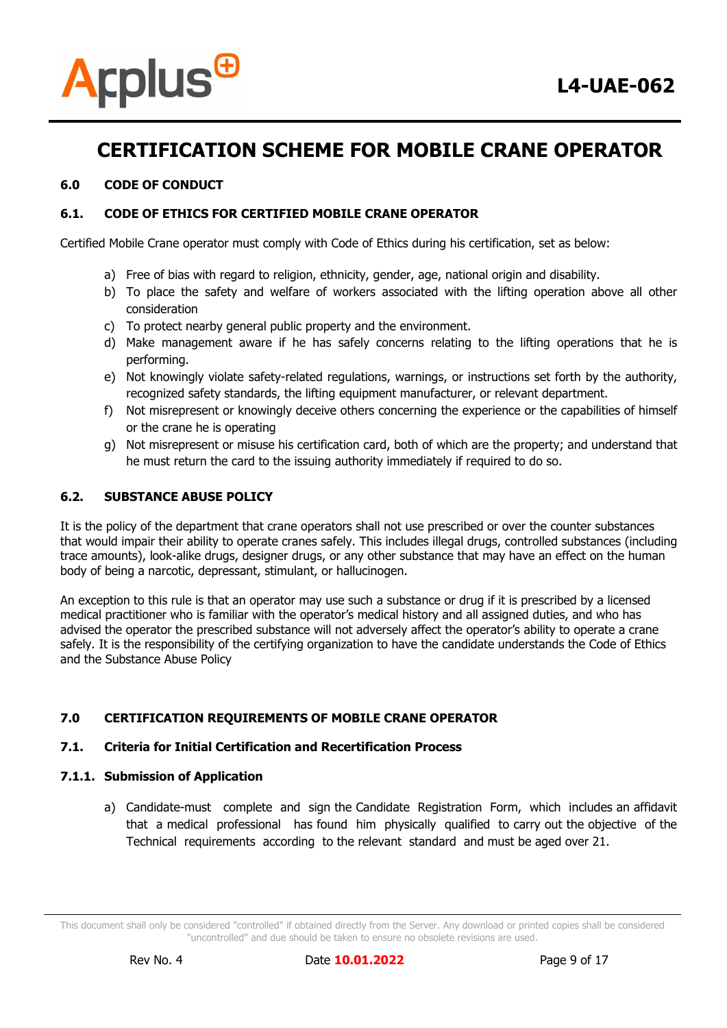# CERTIFICATION SCHEME FOR MOBILE CRANE OPERATOR

## 6.0 CODE OF CONDUCT

### 6.1. CODE OF ETHICS FOR CERTIFIED MOBILE CRANE OPERATOR

Certified Mobile Crane operator must comply with Code of Ethics during his certification, set as below:

a) Free of bias with regard to religion, ethnicity, gender, age, national origin and disability.
b) To place the safety and welfare of workers associated with the lifting operation above all other consideration
c) To protect nearby general public property and the environment.
d) Make management aware if he has safely concerns relating to the lifting operations that he is performing.
e) Not knowingly violate safety-related regulations, warnings, or instructions set forth by the authority, recognized safety standards, the lifting equipment manufacturer, or relevant department.
f) Not misrepresent or knowingly deceive others concerning the experience or the capabilities of himself or the crane he is operating
g) Not misrepresent or misuse his certification card, both of which are the property; and understand that he must return the card to the issuing authority immediately if required to do so.

### 6.2. SUBSTANCE ABUSE POLICY

It is the policy of the department that crane operators shall not use prescribed or over the counter substances that would impair their ability to operate cranes safely. This includes illegal drugs, controlled substances (including trace amounts), look-alike drugs, designer drugs, or any other substance that may have an effect on the human body of being a narcotic, depressant, stimulant, or hallucinogen.

An exception to this rule is that an operator may use such a substance or drug if it is prescribed by a licensed medical practitioner who is familiar with the operator's medical history and all assigned duties, and who has advised the operator the prescribed substance will not adversely affect the operator's ability to operate a crane safely. It is the responsibility of the certifying organization to have the candidate understands the Code of Ethics and the Substance Abuse Policy

## 7.0 CERTIFICATION REQUIREMENTS OF MOBILE CRANE OPERATOR

### 7.1. Criteria for Initial Certification and Recertification Process

#### 7.1.1. Submission of Application

a) Candidate-must complete and sign the Candidate Registration Form, which includes an affidavit that a medical professional has found him physically qualified to carry out the objective of the Technical requirements according to the relevant standard and must be aged over 21.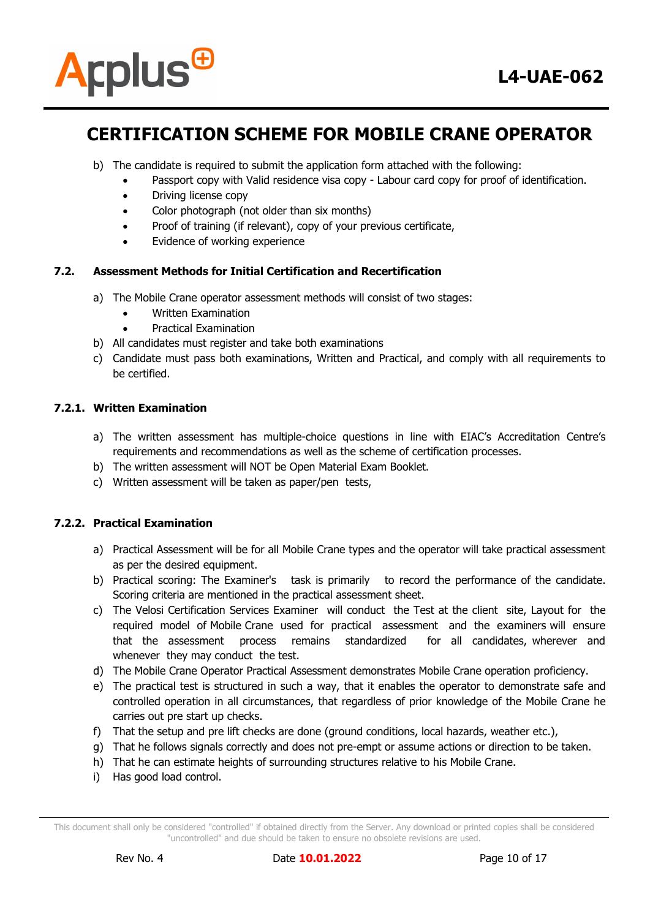b) The candidate is required to submit the application form attached with the following:
   - Passport copy with Valid residence visa copy - Labour card copy for proof of identification.
   - Driving license copy
   - Color photograph (not older than six months)
   - Proof of training (if relevant), copy of your previous certificate,
   - Evidence of working experience

### 7.2. Assessment Methods for Initial Certification and Recertification

a) The Mobile Crane operator assessment methods will consist of two stages:
   - Written Examination
   - Practical Examination

b) All candidates must register and take both examinations

c) Candidate must pass both examinations, Written and Practical, and comply with all requirements to be certified.

#### 7.2.1. Written Examination

a) The written assessment has multiple-choice questions in line with EIAC's Accreditation Centre's requirements and recommendations as well as the scheme of certification processes.

b) The written assessment will NOT be Open Material Exam Booklet.

c) Written assessment will be taken as paper/pen tests,

#### 7.2.2. Practical Examination

a) Practical Assessment will be for all Mobile Crane types and the operator will take practical assessment as per the desired equipment.

b) Practical scoring: The Examiner's task is primarily to record the performance of the candidate. Scoring criteria are mentioned in the practical assessment sheet.

c) The Velosi Certification Services Examiner will conduct the Test at the client site, Layout for the required model of Mobile Crane used for practical assessment and the examiners will ensure that the assessment process remains standardized for all candidates, wherever and whenever they may conduct the test.

d) The Mobile Crane Operator Practical Assessment demonstrates Mobile Crane operation proficiency.

e) The practical test is structured in such a way, that it enables the operator to demonstrate safe and controlled operation in all circumstances, that regardless of prior knowledge of the Mobile Crane he carries out pre start up checks.

f) That the setup and pre lift checks are done (ground conditions, local hazards, weather etc.),

g) That he follows signals correctly and does not pre-empt or assume actions or direction to be taken.

h) That he can estimate heights of surrounding structures relative to his Mobile Crane.

i) Has good load control.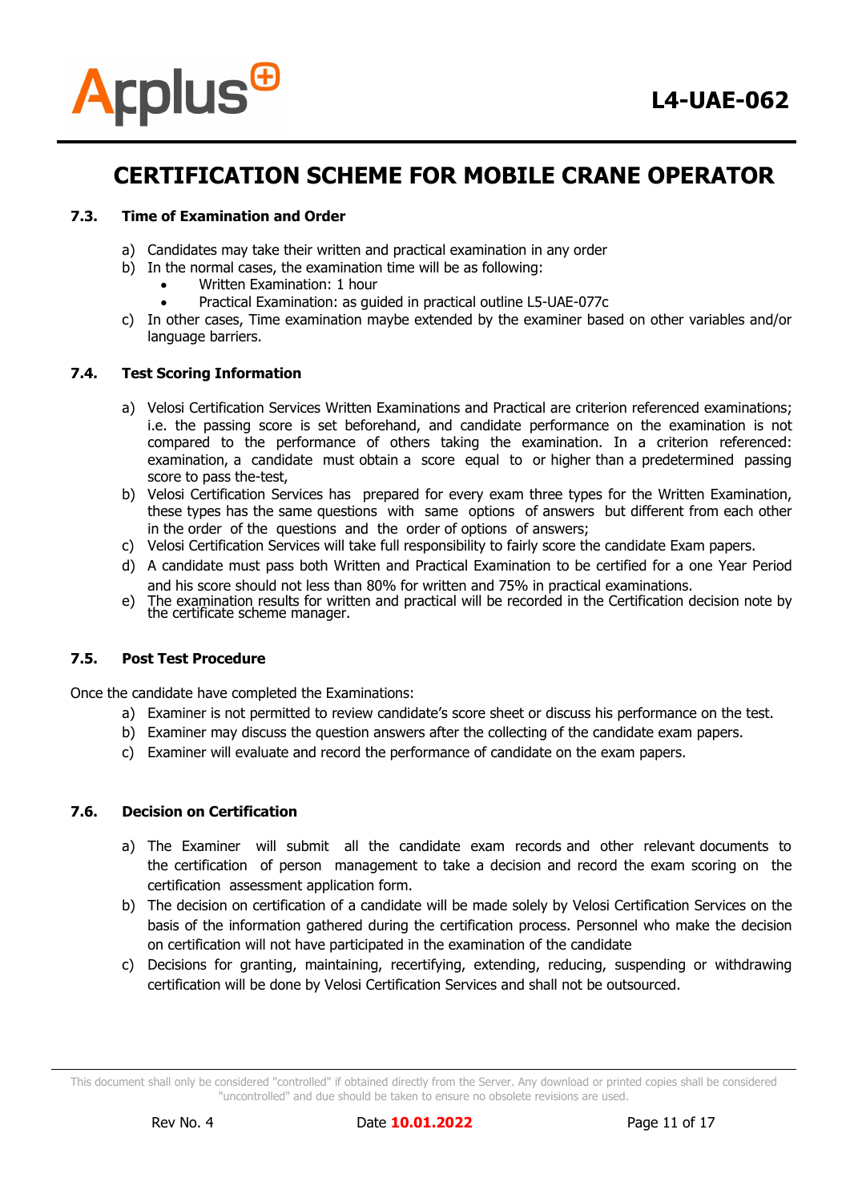# CERTIFICATION SCHEME FOR MOBILE CRANE OPERATOR

### 7.3. Time of Examination and Order

a) Candidates may take their written and practical examination in any order
b) In the normal cases, the examination time will be as following:
   - Written Examination: 1 hour
   - Practical Examination: as guided in practical outline L5-UAE-077c
c) In other cases, Time examination maybe extended by the examiner based on other variables and/or language barriers.

### 7.4. Test Scoring Information

a) Velosi Certification Services Written Examinations and Practical are criterion referenced examinations; i.e. the passing score is set beforehand, and candidate performance on the examination is not compared to the performance of others taking the examination. In a criterion referenced: examination, a candidate must obtain a score equal to or higher than a predetermined passing score to pass the-test,
b) Velosi Certification Services has prepared for every exam three types for the Written Examination, these types has the same questions with same options of answers but different from each other in the order of the questions and the order of options of answers;
c) Velosi Certification Services will take full responsibility to fairly score the candidate Exam papers.
d) A candidate must pass both Written and Practical Examination to be certified for a one Year Period and his score should not less than 80% for written and 75% in practical examinations.
e) The examination results for written and practical will be recorded in the Certification decision note by the certificate scheme manager.

### 7.5. Post Test Procedure

Once the candidate have completed the Examinations:

a) Examiner is not permitted to review candidate's score sheet or discuss his performance on the test.
b) Examiner may discuss the question answers after the collecting of the candidate exam papers.
c) Examiner will evaluate and record the performance of candidate on the exam papers.

### 7.6. Decision on Certification

a) The Examiner will submit all the candidate exam records and other relevant documents to the certification of person management to take a decision and record the exam scoring on the certification assessment application form.
b) The decision on certification of a candidate will be made solely by Velosi Certification Services on the basis of the information gathered during the certification process. Personnel who make the decision on certification will not have participated in the examination of the candidate
c) Decisions for granting, maintaining, recertifying, extending, reducing, suspending or withdrawing certification will be done by Velosi Certification Services and shall not be outsourced.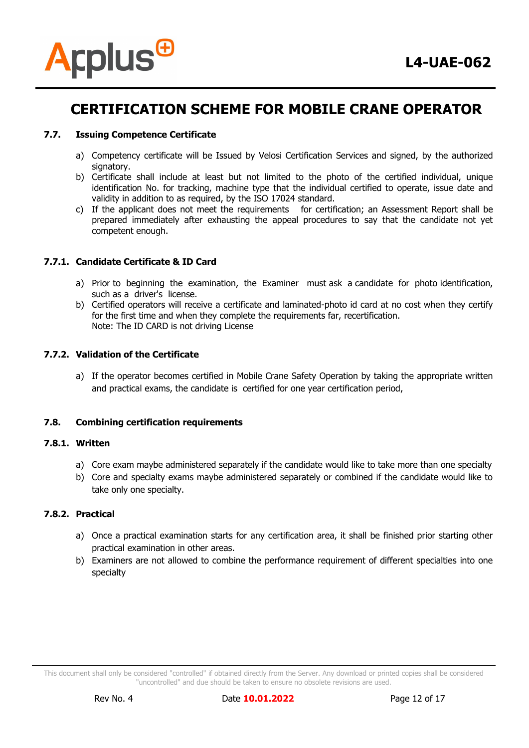## 7.7. Issuing Competence Certificate

a) Competency certificate will be Issued by Velosi Certification Services and signed, by the authorized signatory.
b) Certificate shall include at least but not limited to the photo of the certified individual, unique identification No. for tracking, machine type that the individual certified to operate, issue date and validity in addition to as required, by the ISO 17024 standard.
c) If the applicant does not meet the requirements for certification; an Assessment Report shall be prepared immediately after exhausting the appeal procedures to say that the candidate not yet competent enough.

### 7.7.1. Candidate Certificate & ID Card

a) Prior to beginning the examination, the Examiner must ask a candidate for photo identification, such as a driver's license.
b) Certified operators will receive a certificate and laminated-photo id card at no cost when they certify for the first time and when they complete the requirements far, recertification.
   Note: The ID CARD is not driving License

### 7.7.2. Validation of the Certificate

a) If the operator becomes certified in Mobile Crane Safety Operation by taking the appropriate written and practical exams, the candidate is certified for one year certification period,

## 7.8. Combining certification requirements

### 7.8.1. Written

a) Core exam maybe administered separately if the candidate would like to take more than one specialty
b) Core and specialty exams maybe administered separately or combined if the candidate would like to take only one specialty.

### 7.8.2. Practical

a) Once a practical examination starts for any certification area, it shall be finished prior starting other practical examination in other areas.
b) Examiners are not allowed to combine the performance requirement of different specialties into one specialty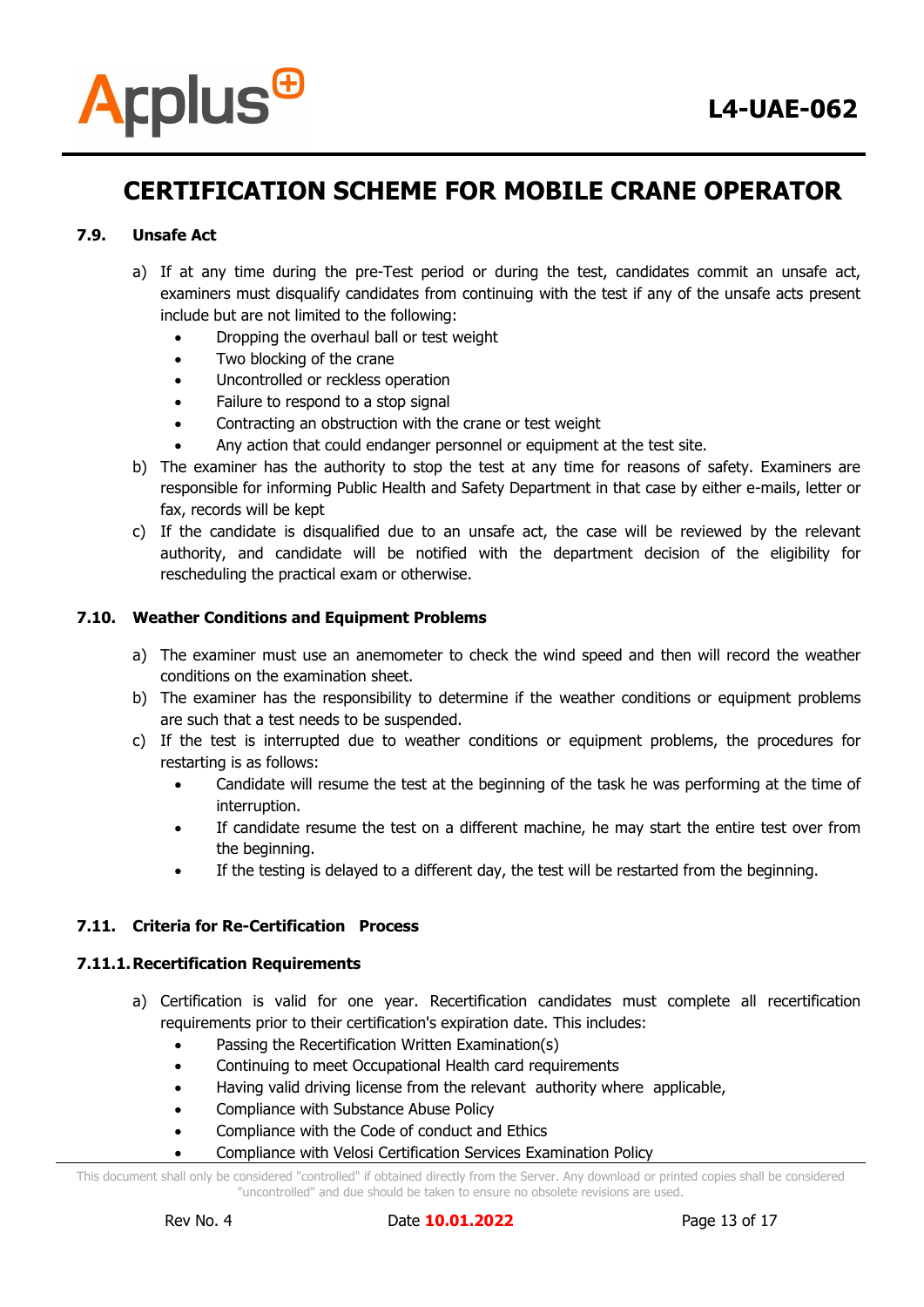#### 7.9. Unsafe Act

a) If at any time during the pre-Test period or during the test, candidates commit an unsafe act, examiners must disqualify candidates from continuing with the test if any of the unsafe acts present include but are not limited to the following:
   - Dropping the overhaul ball or test weight
   - Two blocking of the crane
   - Uncontrolled or reckless operation
   - Failure to respond to a stop signal
   - Contracting an obstruction with the crane or test weight
   - Any action that could endanger personnel or equipment at the test site.

b) The examiner has the authority to stop the test at any time for reasons of safety. Examiners are responsible for informing Public Health and Safety Department in that case by either e-mails, letter or fax, records will be kept

c) If the candidate is disqualified due to an unsafe act, the case will be reviewed by the relevant authority, and candidate will be notified with the department decision of the eligibility for rescheduling the practical exam or otherwise.

#### 7.10. Weather Conditions and Equipment Problems

a) The examiner must use an anemometer to check the wind speed and then will record the weather conditions on the examination sheet.

b) The examiner has the responsibility to determine if the weather conditions or equipment problems are such that a test needs to be suspended.

c) If the test is interrupted due to weather conditions or equipment problems, the procedures for restarting is as follows:
   - Candidate will resume the test at the beginning of the task he was performing at the time of interruption.
   - If candidate resume the test on a different machine, he may start the entire test over from the beginning.
   - If the testing is delayed to a different day, the test will be restarted from the beginning.

#### 7.11. Criteria for Re-Certification Process

##### 7.11.1. Recertification Requirements

a) Certification is valid for one year. Recertification candidates must complete all recertification requirements prior to their certification's expiration date. This includes:
   - Passing the Recertification Written Examination(s)
   - Continuing to meet Occupational Health card requirements
   - Having valid driving license from the relevant authority where applicable,
   - Compliance with Substance Abuse Policy
   - Compliance with the Code of conduct and Ethics
   - Compliance with Velosi Certification Services Examination Policy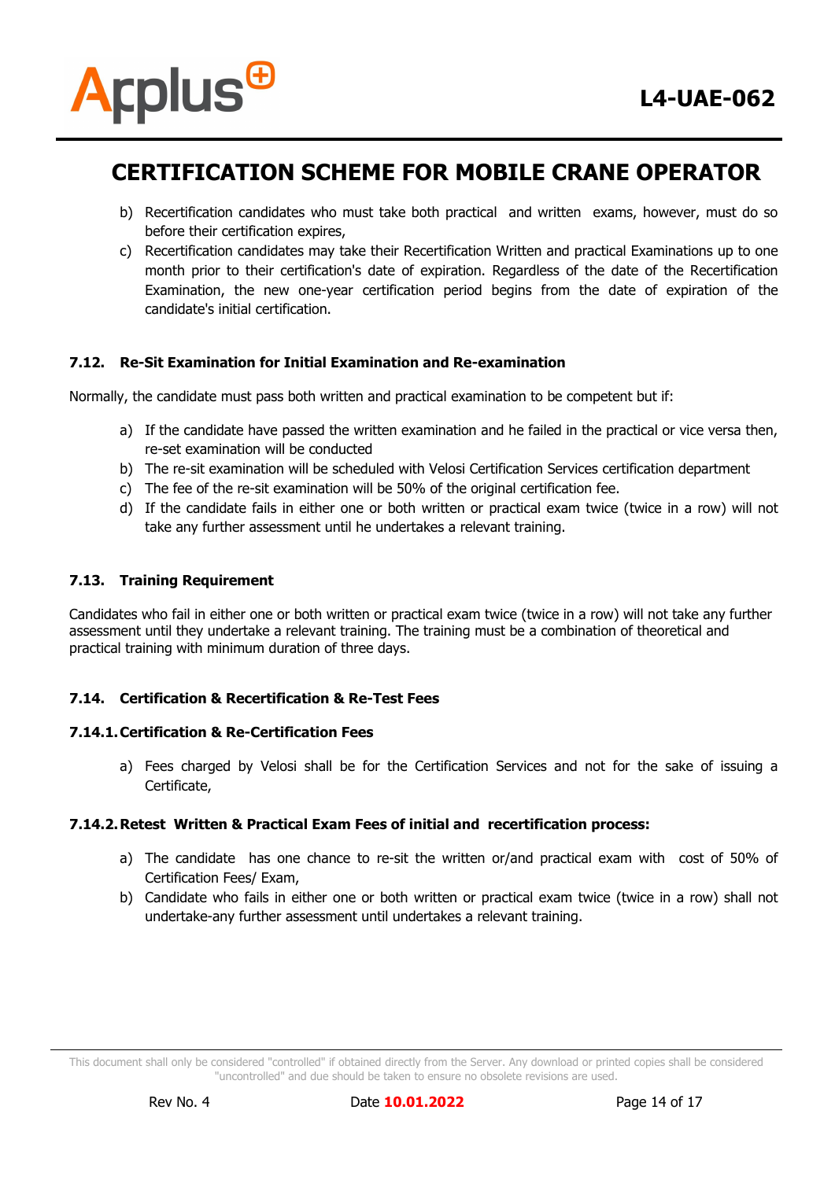b) Recertification candidates who must take both practical and written exams, however, must do so before their certification expires,

c) Recertification candidates may take their Recertification Written and practical Examinations up to one month prior to their certification's date of expiration. Regardless of the date of the Recertification Examination, the new one-year certification period begins from the date of expiration of the candidate's initial certification.

### 7.12. Re-Sit Examination for Initial Examination and Re-examination

Normally, the candidate must pass both written and practical examination to be competent but if:

a) If the candidate have passed the written examination and he failed in the practical or vice versa then, re-set examination will be conducted

b) The re-sit examination will be scheduled with Velosi Certification Services certification department

c) The fee of the re-sit examination will be 50% of the original certification fee.

d) If the candidate fails in either one or both written or practical exam twice (twice in a row) will not take any further assessment until he undertakes a relevant training.

### 7.13. Training Requirement

Candidates who fail in either one or both written or practical exam twice (twice in a row) will not take any further assessment until they undertake a relevant training. The training must be a combination of theoretical and practical training with minimum duration of three days.

### 7.14. Certification & Recertification & Re-Test Fees

#### 7.14.1. Certification & Re-Certification Fees

a) Fees charged by Velosi shall be for the Certification Services and not for the sake of issuing a Certificate,

#### 7.14.2. Retest Written & Practical Exam Fees of initial and recertification process:

a) The candidate has one chance to re-sit the written or/and practical exam with cost of 50% of Certification Fees/ Exam,

b) Candidate who fails in either one or both written or practical exam twice (twice in a row) shall not undertake-any further assessment until undertakes a relevant training.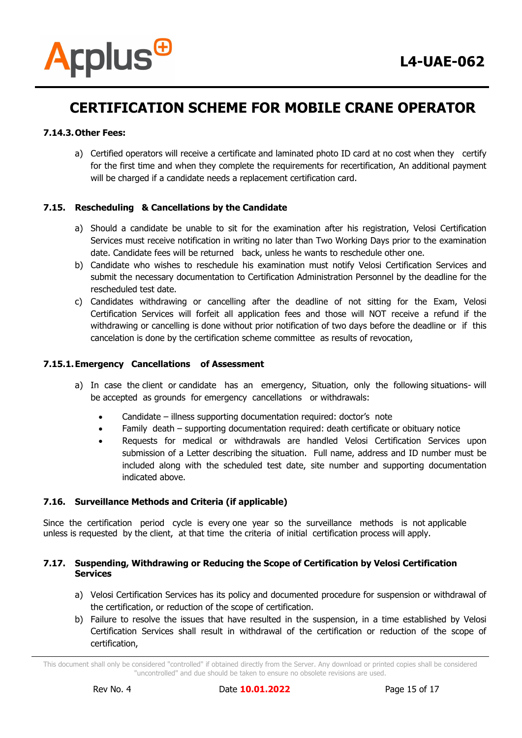### 7.14.3. Other Fees:

a) Certified operators will receive a certificate and laminated photo ID card at no cost when they certify for the first time and when they complete the requirements for recertification, An additional payment will be charged if a candidate needs a replacement certification card.

### 7.15. Rescheduling & Cancellations by the Candidate

a) Should a candidate be unable to sit for the examination after his registration, Velosi Certification Services must receive notification in writing no later than Two Working Days prior to the examination date. Candidate fees will be returned back, unless he wants to reschedule other one.

b) Candidate who wishes to reschedule his examination must notify Velosi Certification Services and submit the necessary documentation to Certification Administration Personnel by the deadline for the rescheduled test date.

c) Candidates withdrawing or cancelling after the deadline of not sitting for the Exam, Velosi Certification Services will forfeit all application fees and those will NOT receive a refund if the withdrawing or cancelling is done without prior notification of two days before the deadline or if this cancelation is done by the certification scheme committee as results of revocation,

### 7.15.1. Emergency Cancellations of Assessment

a) In case the client or candidate has an emergency, Situation, only the following situations- will be accepted as grounds for emergency cancellations or withdrawals:

- Candidate – illness supporting documentation required: doctor's note
- Family death – supporting documentation required: death certificate or obituary notice
- Requests for medical or withdrawals are handled Velosi Certification Services upon submission of a Letter describing the situation. Full name, address and ID number must be included along with the scheduled test date, site number and supporting documentation indicated above.

### 7.16. Surveillance Methods and Criteria (if applicable)

Since the certification period cycle is every one year so the surveillance methods is not applicable unless is requested by the client, at that time the criteria of initial certification process will apply.

### 7.17. Suspending, Withdrawing or Reducing the Scope of Certification by Velosi Certification Services

a) Velosi Certification Services has its policy and documented procedure for suspension or withdrawal of the certification, or reduction of the scope of certification.

b) Failure to resolve the issues that have resulted in the suspension, in a time established by Velosi Certification Services shall result in withdrawal of the certification or reduction of the scope of certification,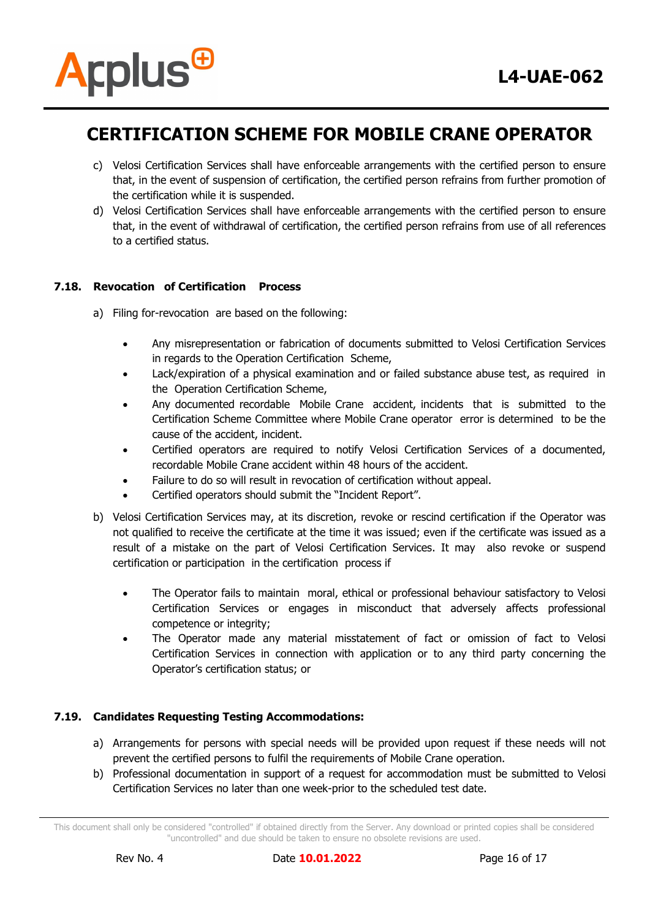c) Velosi Certification Services shall have enforceable arrangements with the certified person to ensure that, in the event of suspension of certification, the certified person refrains from further promotion of the certification while it is suspended.

d) Velosi Certification Services shall have enforceable arrangements with the certified person to ensure that, in the event of withdrawal of certification, the certified person refrains from use of all references to a certified status.

### 7.18. Revocation of Certification Process

a) Filing for-revocation are based on the following:

- Any misrepresentation or fabrication of documents submitted to Velosi Certification Services in regards to the Operation Certification Scheme,
- Lack/expiration of a physical examination and or failed substance abuse test, as required in the Operation Certification Scheme,
- Any documented recordable Mobile Crane accident, incidents that is submitted to the Certification Scheme Committee where Mobile Crane operator error is determined to be the cause of the accident, incident.
- Certified operators are required to notify Velosi Certification Services of a documented, recordable Mobile Crane accident within 48 hours of the accident.
- Failure to do so will result in revocation of certification without appeal.
- Certified operators should submit the "Incident Report".

b) Velosi Certification Services may, at its discretion, revoke or rescind certification if the Operator was not qualified to receive the certificate at the time it was issued; even if the certificate was issued as a result of a mistake on the part of Velosi Certification Services. It may also revoke or suspend certification or participation in the certification process if

- The Operator fails to maintain moral, ethical or professional behaviour satisfactory to Velosi Certification Services or engages in misconduct that adversely affects professional competence or integrity;
- The Operator made any material misstatement of fact or omission of fact to Velosi Certification Services in connection with application or to any third party concerning the Operator's certification status; or

### 7.19. Candidates Requesting Testing Accommodations:

a) Arrangements for persons with special needs will be provided upon request if these needs will not prevent the certified persons to fulfil the requirements of Mobile Crane operation.

b) Professional documentation in support of a request for accommodation must be submitted to Velosi Certification Services no later than one week-prior to the scheduled test date.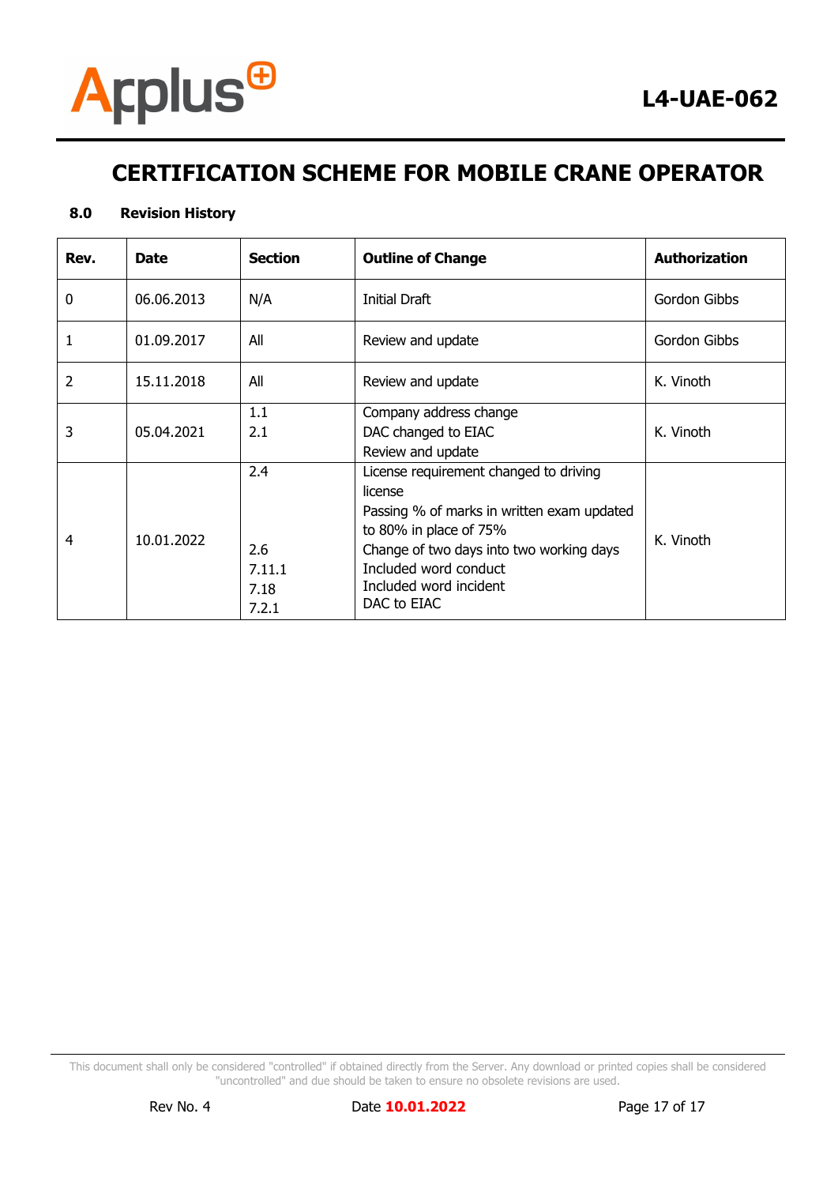# CERTIFICATION SCHEME FOR MOBILE CRANE OPERATOR

### 8.0 Revision History

| Rev. | Date | Section | Outline of Change | Authorization |
|---|---|---|---|---|
| 0 | 06.06.2013 | N/A | Initial Draft | Gordon Gibbs |
| 1 | 01.09.2017 | All | Review and update | Gordon Gibbs |
| 2 | 15.11.2018 | All | Review and update | K. Vinoth |
| 3 | 05.04.2021 | 1.1<br>2.1 | Company address change<br>DAC changed to EIAC<br>Review and update | K. Vinoth |
| 4 | 10.01.2022 | 2.4<br><br><br>2.6<br>7.11.1<br>7.18<br>7.2.1 | License requirement changed to driving license<br>Passing % of marks in written exam updated to 80% in place of 75%<br>Change of two days into two working days<br>Included word conduct<br>Included word incident<br>DAC to EIAC | K. Vinoth |

This document shall only be considered "controlled" if obtained directly from the Server. Any download or printed copies shall be considered "uncontrolled" and due should be taken to ensure no obsolete revisions are used.